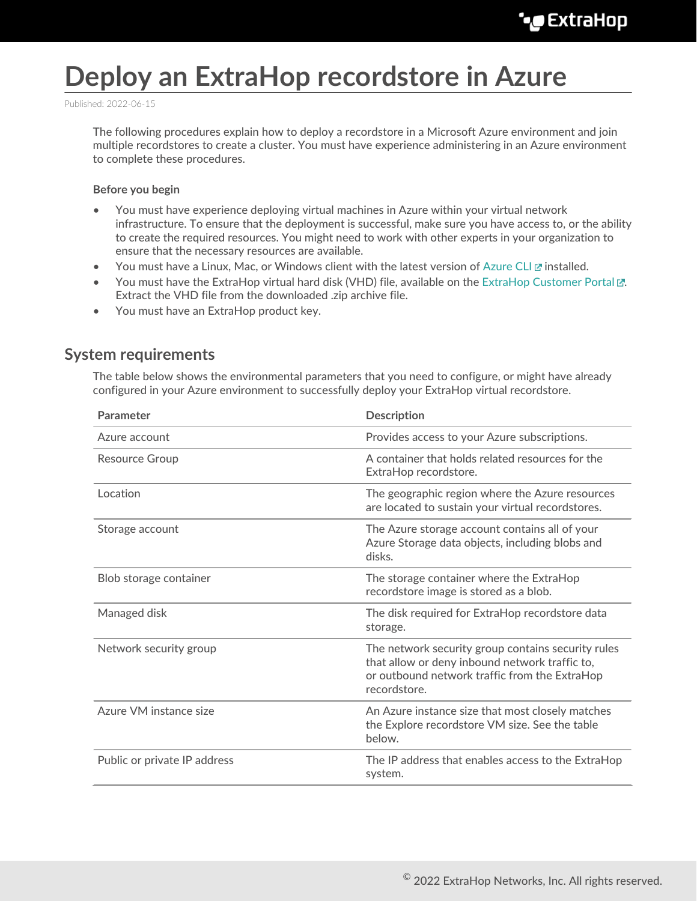# Deploy an ExtraHop recordstore in Azure

Published: 2022-06-15

The following procedures explain how to deploy a recordstore in a Microsoft Azure environment and join multiple recordstores to create a cluster. You must have experience administering in an Azure environment to complete these procedures.

**Before you begin**

- You must have experience deploying virtual machines in Azure within your virtual network infrastructure. To ensure that the deployment is successful, make sure you have access to, or the ability to create the required resources. You might need to work with other experts in your organization to ensure that the necessary resources are available.
- You must have a Linux, Mac, or Windows client with the latest version of Azure CLI installed.
- You must have the ExtraHop virtual hard disk (VHD) file, available on the ExtraHop Customer Portal. Extract the VHD file from the downloaded .zip archive file.
- You must have an ExtraHop product key.

## System requirements

The table below shows the environmental parameters that you need to configure, or might have already configured in your Azure environment to successfully deploy your ExtraHop virtual recordstore.

| Parameter | Description |
| --- | --- |
| Azure account | Provides access to your Azure subscriptions. |
| Resource Group | A container that holds related resources for the ExtraHop recordstore. |
| Location | The geographic region where the Azure resources are located to sustain your virtual recordstores. |
| Storage account | The Azure storage account contains all of your Azure Storage data objects, including blobs and disks. |
| Blob storage container | The storage container where the ExtraHop recordstore image is stored as a blob. |
| Managed disk | The disk required for ExtraHop recordstore data storage. |
| Network security group | The network security group contains security rules that allow or deny inbound network traffic to, or outbound network traffic from the ExtraHop recordstore. |
| Azure VM instance size | An Azure instance size that most closely matches the Explore recordstore VM size. See the table below. |
| Public or private IP address | The IP address that enables access to the ExtraHop system. |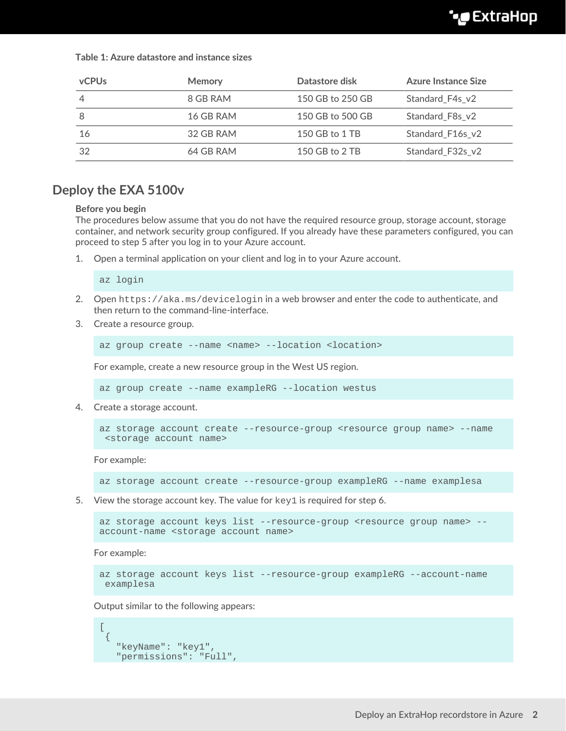**Table 1: Azure datastore and instance sizes**

| vCPUs | Memory | Datastore disk | Azure Instance Size |
| --- | --- | --- | --- |
| 4 | 8 GB RAM | 150 GB to 250 GB | Standard_F4s_v2 |
| 8 | 16 GB RAM | 150 GB to 500 GB | Standard_F8s_v2 |
| 16 | 32 GB RAM | 150 GB to 1 TB | Standard_F16s_v2 |
| 32 | 64 GB RAM | 150 GB to 2 TB | Standard_F32s_v2 |

## Deploy the EXA 5100v

**Before you begin**

The procedures below assume that you do not have the required resource group, storage account, storage container, and network security group configured. If you already have these parameters configured, you can proceed to step 5 after you log in to your Azure account.

1. Open a terminal application on your client and log in to your Azure account.

   ```
   az login
   ```

2. Open `https://aka.ms/devicelogin` in a web browser and enter the code to authenticate, and then return to the command-line-interface.
3. Create a resource group.

   ```
   az group create --name <name> --location <location>
   ```

   For example, create a new resource group in the West US region.

   ```
   az group create --name exampleRG --location westus
   ```

4. Create a storage account.

   ```
   az storage account create --resource-group <resource group name> --name
    <storage account name>
   ```

   For example:

   ```
   az storage account create --resource-group exampleRG --name examplesa
   ```

5. View the storage account key. The value for `key1` is required for step 6.

   ```
   az storage account keys list --resource-group <resource group name> --
   account-name <storage account name>
   ```

   For example:

   ```
   az storage account keys list --resource-group exampleRG --account-name
    examplesa
   ```

   Output similar to the following appears:

   ```
   [
    {
      "keyName": "key1",
      "permissions": "Full",
   ```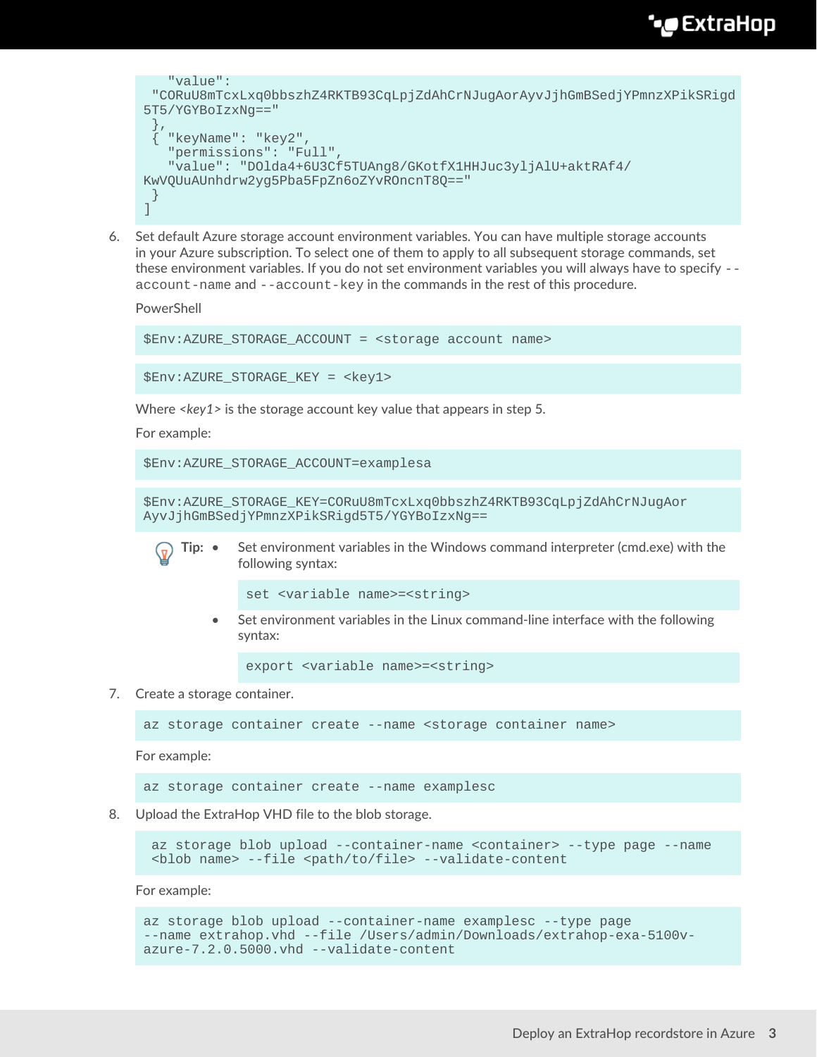```
    "value":
  "CORuU8mTcxLxq0bbszhZ4RKTB93CqLpjZdAhCrNJugAorAyvJjhGmBSedjYPmnzXPikSRigd
5T5/YGYBoIzxNg=="
  },
  { "keyName": "key2",
    "permissions": "Full",
    "value": "DOlda4+6U3Cf5TUAng8/GKotfX1HHJuc3yljAlU+aktRAf4/
KwVQUuAUnhdrw2yg5Pba5FpZn6oZYvROncT8Q=="
  }
]
```

6. Set default Azure storage account environment variables. You can have multiple storage accounts in your Azure subscription. To select one of them to apply to all subsequent storage commands, set these environment variables. If you do not set environment variables you will always have to specify `--account-name` and `--account-key` in the commands in the rest of this procedure.

   PowerShell

   ```
   $Env:AZURE_STORAGE_ACCOUNT = <storage account name>
   ```

   ```
   $Env:AZURE_STORAGE_KEY = <key1>
   ```

   Where *<key1>* is the storage account key value that appears in step 5.

   For example:

   ```
   $Env:AZURE_STORAGE_ACCOUNT=examplesa
   ```

   ```
   $Env:AZURE_STORAGE_KEY=CORuU8mTcxLxq0bbszhZ4RKTB93CqLpjZdAhCrNJugAor
   AyvJjhGmBSedjYPmnzXPikSRigd5T5/YGYBoIzxNg==
   ```

   **Tip:**
   - Set environment variables in the Windows command interpreter (cmd.exe) with the following syntax:

     ```
     set <variable name>=<string>
     ```

   - Set environment variables in the Linux command-line interface with the following syntax:

     ```
     export <variable name>=<string>
     ```

7. Create a storage container.

   ```
   az storage container create --name <storage container name>
   ```

   For example:

   ```
   az storage container create --name examplesc
   ```

8. Upload the ExtraHop VHD file to the blob storage.

   ```
   az storage blob upload --container-name <container> --type page --name
   <blob name> --file <path/to/file> --validate-content
   ```

   For example:

   ```
   az storage blob upload --container-name examplesc --type page
   --name extrahop.vhd --file /Users/admin/Downloads/extrahop-exa-5100v-
   azure-7.2.0.5000.vhd --validate-content
   ```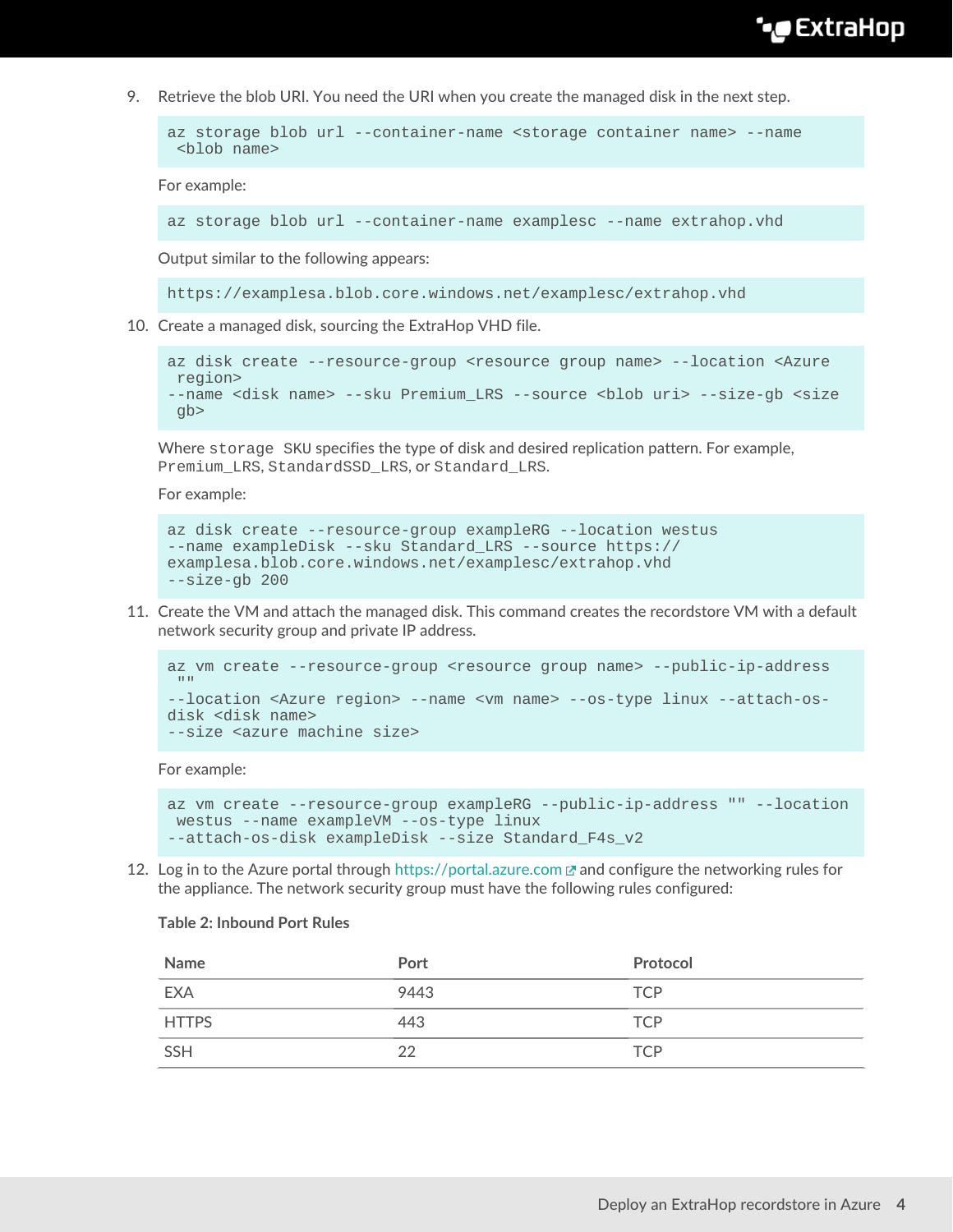9. Retrieve the blob URI. You need the URI when you create the managed disk in the next step.

```
az storage blob url --container-name <storage container name> --name
 <blob name>
```

For example:

```
az storage blob url --container-name examplesc --name extrahop.vhd
```

Output similar to the following appears:

```
https://examplesa.blob.core.windows.net/examplesc/extrahop.vhd
```

10. Create a managed disk, sourcing the ExtraHop VHD file.

```
az disk create --resource-group <resource group name> --location <Azure
 region>
--name <disk name> --sku Premium_LRS --source <blob uri> --size-gb <size
 gb>
```

Where `storage SKU` specifies the type of disk and desired replication pattern. For example, `Premium_LRS`, `StandardSSD_LRS`, or `Standard_LRS`.

For example:

```
az disk create --resource-group exampleRG --location westus
--name exampleDisk --sku Standard_LRS --source https://
examplesa.blob.core.windows.net/examplesc/extrahop.vhd
--size-gb 200
```

11. Create the VM and attach the managed disk. This command creates the recordstore VM with a default network security group and private IP address.

```
az vm create --resource-group <resource group name> --public-ip-address
 ""
--location <Azure region> --name <vm name> --os-type linux --attach-os-
disk <disk name>
--size <azure machine size>
```

For example:

```
az vm create --resource-group exampleRG --public-ip-address "" --location
 westus --name exampleVM --os-type linux
--attach-os-disk exampleDisk --size Standard_F4s_v2
```

12. Log in to the Azure portal through https://portal.azure.com and configure the networking rules for the appliance. The network security group must have the following rules configured:

**Table 2: Inbound Port Rules**

| Name | Port | Protocol |
| --- | --- | --- |
| EXA | 9443 | TCP |
| HTTPS | 443 | TCP |
| SSH | 22 | TCP |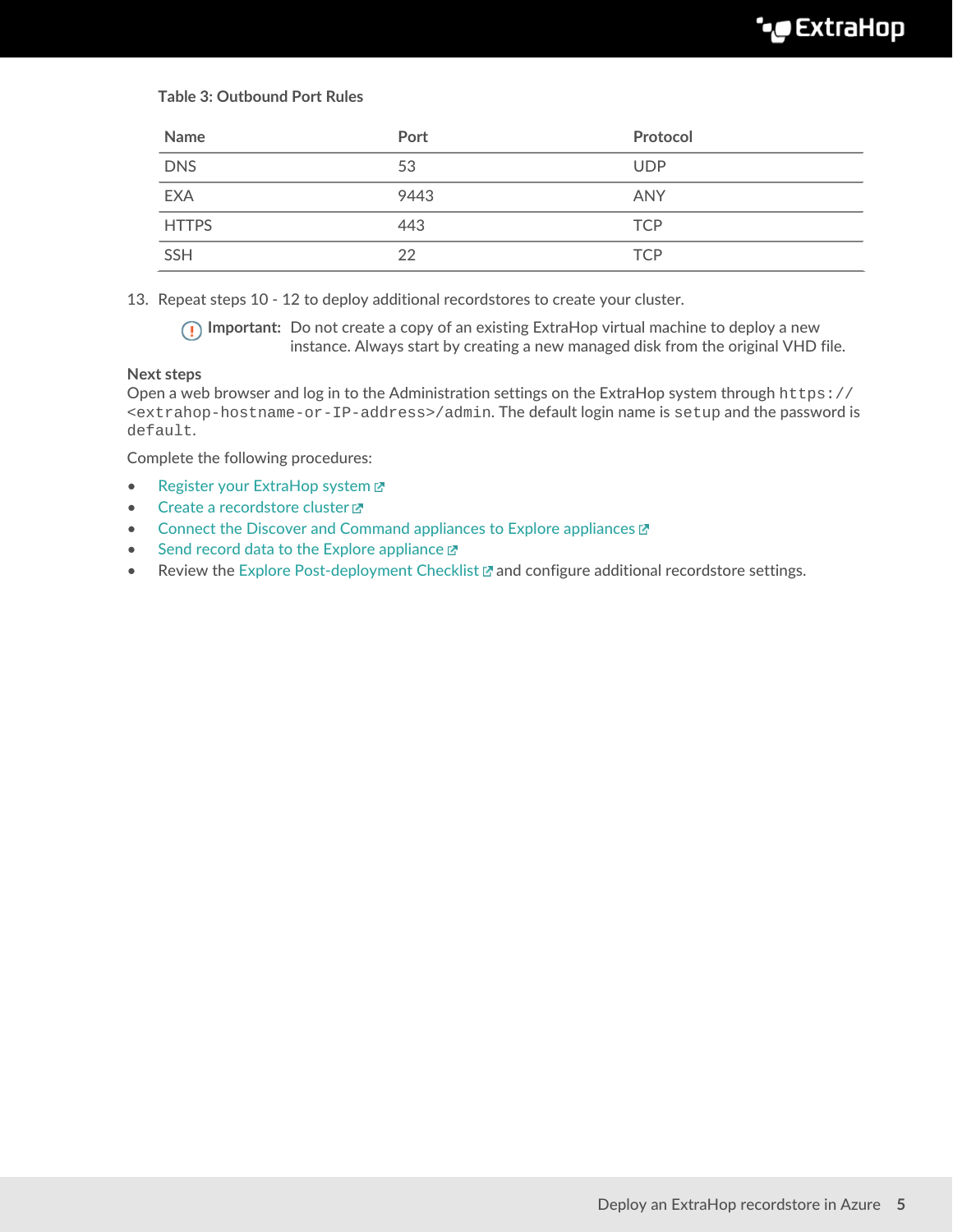Table 3: Outbound Port Rules

| Name | Port | Protocol |
| --- | --- | --- |
| DNS | 53 | UDP |
| EXA | 9443 | ANY |
| HTTPS | 443 | TCP |
| SSH | 22 | TCP |

13. Repeat steps 10 - 12 to deploy additional recordstores to create your cluster.

    **Important:** Do not create a copy of an existing ExtraHop virtual machine to deploy a new instance. Always start by creating a new managed disk from the original VHD file.

**Next steps**

Open a web browser and log in to the Administration settings on the ExtraHop system through `https://<extrahop-hostname-or-IP-address>/admin`. The default login name is `setup` and the password is `default`.

Complete the following procedures:

- Register your ExtraHop system
- Create a recordstore cluster
- Connect the Discover and Command appliances to Explore appliances
- Send record data to the Explore appliance
- Review the Explore Post-deployment Checklist and configure additional recordstore settings.